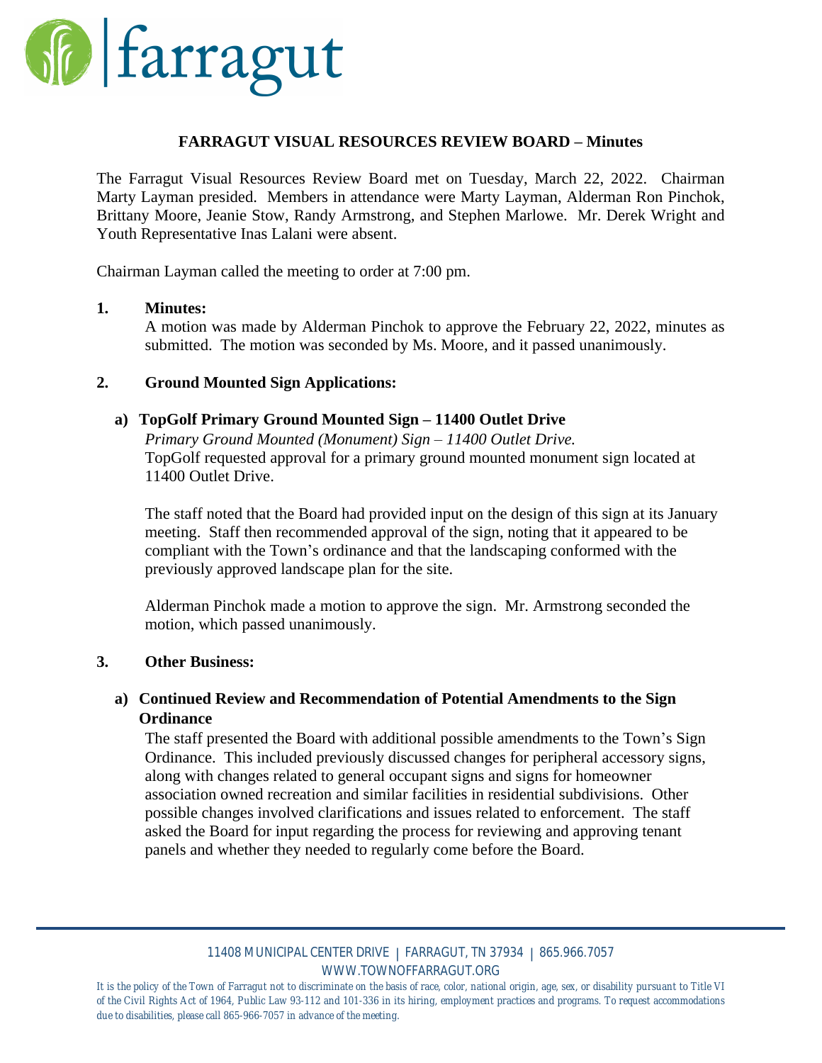# FARRAGUT VISUAL RESOURCES REVIEW BOARD – Minutes

The Farragut Visual Resources Review Board met on Tuesday, March 22, 2022. Chairman Marty Layman presided. Members in attendance were Marty Layman, Alderman Ron Pinchok, Brittany Moore, Jeanie Stow, Randy Armstrong, and Stephen Marlowe. Mr. Derek Wright and Youth Representative Inas Lalani were absent.

Chairman Layman called the meeting to order at 7:00 pm.

**1. Minutes:**

A motion was made by Alderman Pinchok to approve the February 22, 2022, minutes as submitted. The motion was seconded by Ms. Moore, and it passed unanimously.

**2. Ground Mounted Sign Applications:**

**a) TopGolf Primary Ground Mounted Sign – 11400 Outlet Drive**

*Primary Ground Mounted (Monument) Sign – 11400 Outlet Drive.*
TopGolf requested approval for a primary ground mounted monument sign located at 11400 Outlet Drive.

The staff noted that the Board had provided input on the design of this sign at its January meeting. Staff then recommended approval of the sign, noting that it appeared to be compliant with the Town's ordinance and that the landscaping conformed with the previously approved landscape plan for the site.

Alderman Pinchok made a motion to approve the sign. Mr. Armstrong seconded the motion, which passed unanimously.

**3. Other Business:**

**a) Continued Review and Recommendation of Potential Amendments to the Sign Ordinance**

The staff presented the Board with additional possible amendments to the Town's Sign Ordinance. This included previously discussed changes for peripheral accessory signs, along with changes related to general occupant signs and signs for homeowner association owned recreation and similar facilities in residential subdivisions. Other possible changes involved clarifications and issues related to enforcement. The staff asked the Board for input regarding the process for reviewing and approving tenant panels and whether they needed to regularly come before the Board.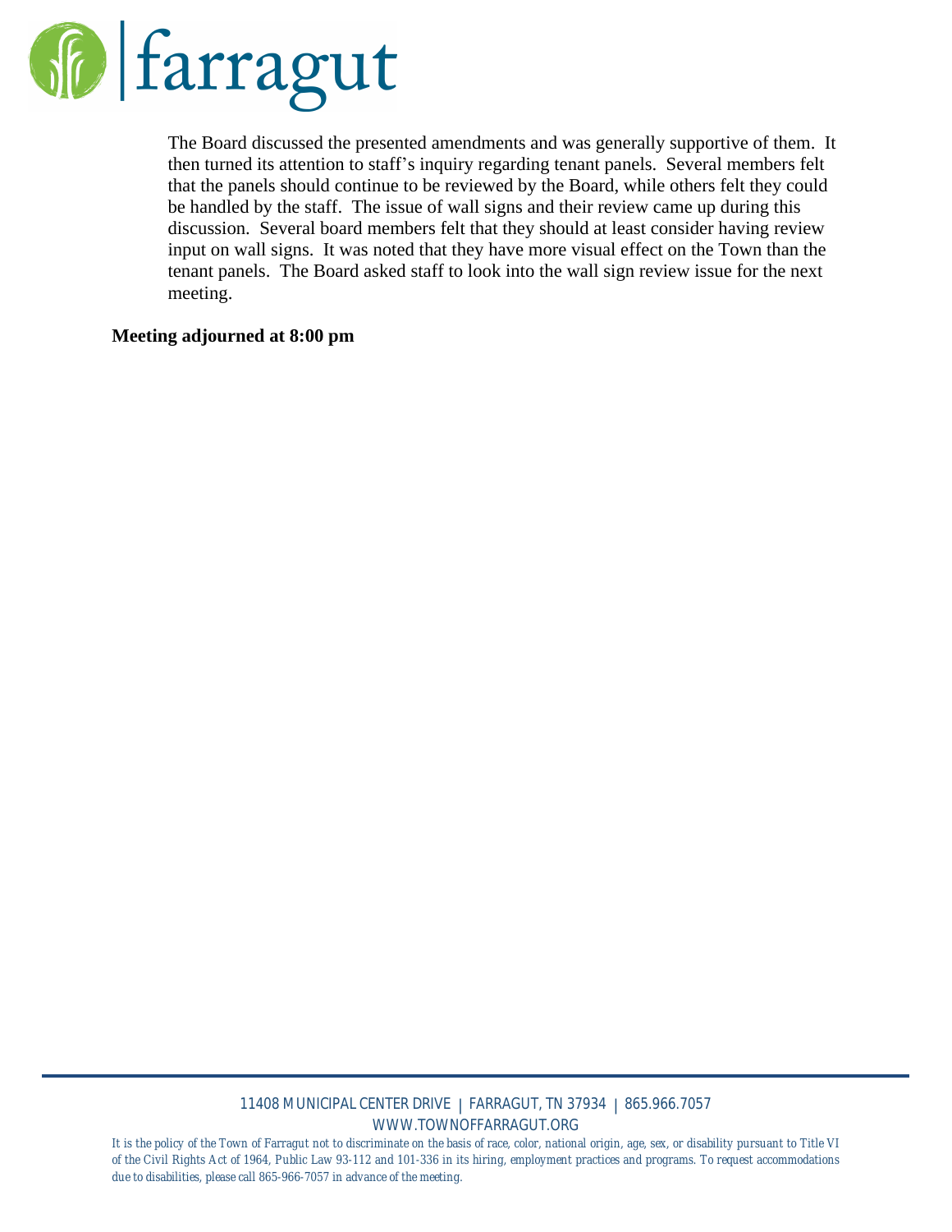The Board discussed the presented amendments and was generally supportive of them. It then turned its attention to staff's inquiry regarding tenant panels. Several members felt that the panels should continue to be reviewed by the Board, while others felt they could be handled by the staff. The issue of wall signs and their review came up during this discussion. Several board members felt that they should at least consider having review input on wall signs. It was noted that they have more visual effect on the Town than the tenant panels. The Board asked staff to look into the wall sign review issue for the next meeting.

**Meeting adjourned at 8:00 pm**